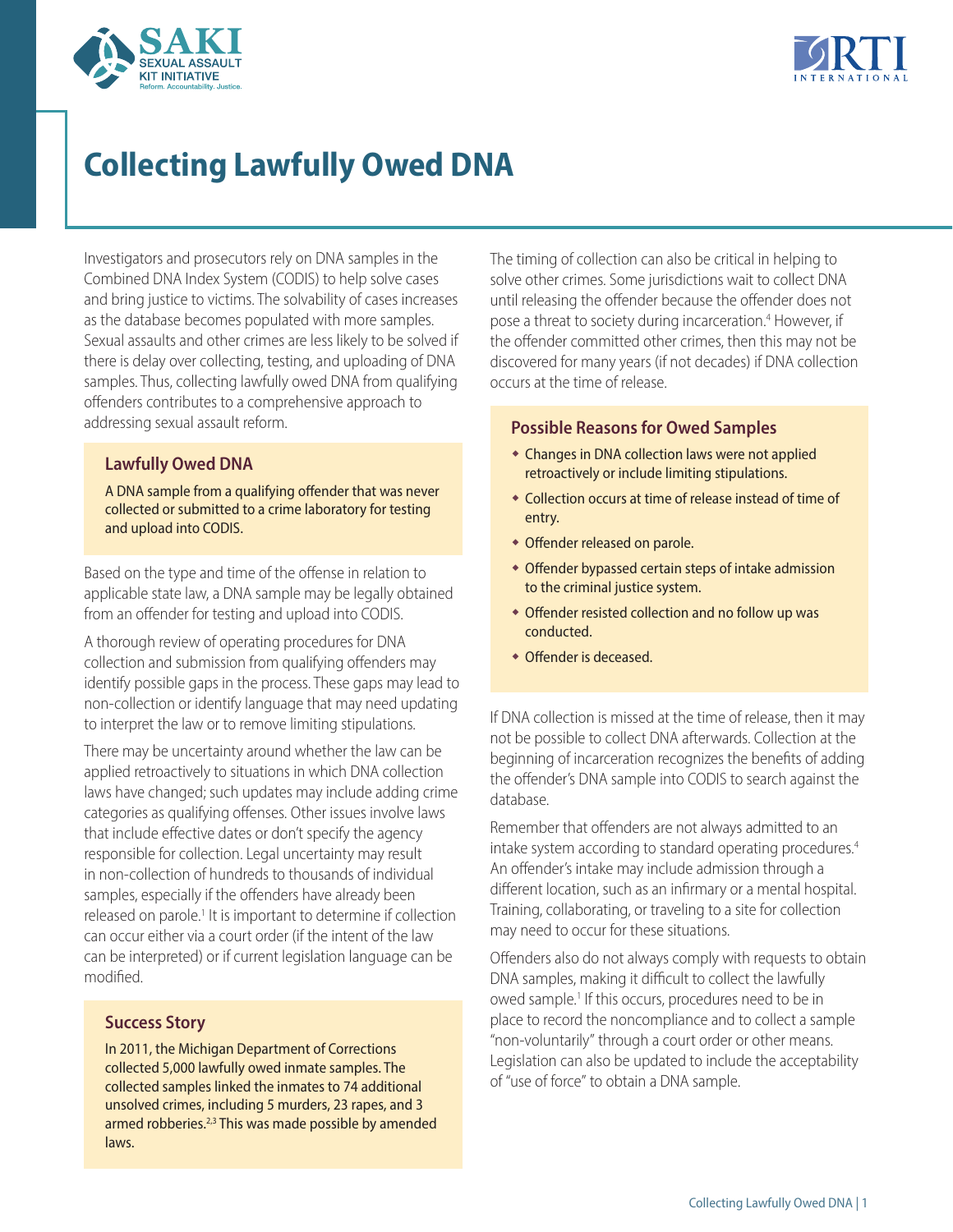# Collecting Lawfully Owed DNA

Investigators and prosecutors rely on DNA samples in the Combined DNA Index System (CODIS) to help solve cases and bring justice to victims. The solvability of cases increases as the database becomes populated with more samples. Sexual assaults and other crimes are less likely to be solved if there is delay over collecting, testing, and uploading of DNA samples. Thus, collecting lawfully owed DNA from qualifying offenders contributes to a comprehensive approach to addressing sexual assault reform.

### Lawfully Owed DNA

A DNA sample from a qualifying offender that was never collected or submitted to a crime laboratory for testing and upload into CODIS.

Based on the type and time of the offense in relation to applicable state law, a DNA sample may be legally obtained from an offender for testing and upload into CODIS.

A thorough review of operating procedures for DNA collection and submission from qualifying offenders may identify possible gaps in the process. These gaps may lead to non-collection or identify language that may need updating to interpret the law or to remove limiting stipulations.

There may be uncertainty around whether the law can be applied retroactively to situations in which DNA collection laws have changed; such updates may include adding crime categories as qualifying offenses. Other issues involve laws that include effective dates or don't specify the agency responsible for collection. Legal uncertainty may result in non-collection of hundreds to thousands of individual samples, especially if the offenders have already been released on parole.[1] It is important to determine if collection can occur either via a court order (if the intent of the law can be interpreted) or if current legislation language can be modified.

### Success Story

In 2011, the Michigan Department of Corrections collected 5,000 lawfully owed inmate samples. The collected samples linked the inmates to 74 additional unsolved crimes, including 5 murders, 23 rapes, and 3 armed robberies.[2,3] This was made possible by amended laws.

The timing of collection can also be critical in helping to solve other crimes. Some jurisdictions wait to collect DNA until releasing the offender because the offender does not pose a threat to society during incarceration.[4] However, if the offender committed other crimes, then this may not be discovered for many years (if not decades) if DNA collection occurs at the time of release.

### Possible Reasons for Owed Samples

- Changes in DNA collection laws were not applied retroactively or include limiting stipulations.
- Collection occurs at time of release instead of time of entry.
- Offender released on parole.
- Offender bypassed certain steps of intake admission to the criminal justice system.
- Offender resisted collection and no follow up was conducted.
- Offender is deceased.

If DNA collection is missed at the time of release, then it may not be possible to collect DNA afterwards. Collection at the beginning of incarceration recognizes the benefits of adding the offender's DNA sample into CODIS to search against the database.

Remember that offenders are not always admitted to an intake system according to standard operating procedures.[4] An offender's intake may include admission through a different location, such as an infirmary or a mental hospital. Training, collaborating, or traveling to a site for collection may need to occur for these situations.

Offenders also do not always comply with requests to obtain DNA samples, making it difficult to collect the lawfully owed sample.[1] If this occurs, procedures need to be in place to record the noncompliance and to collect a sample "non-voluntarily" through a court order or other means. Legislation can also be updated to include the acceptability of "use of force" to obtain a DNA sample.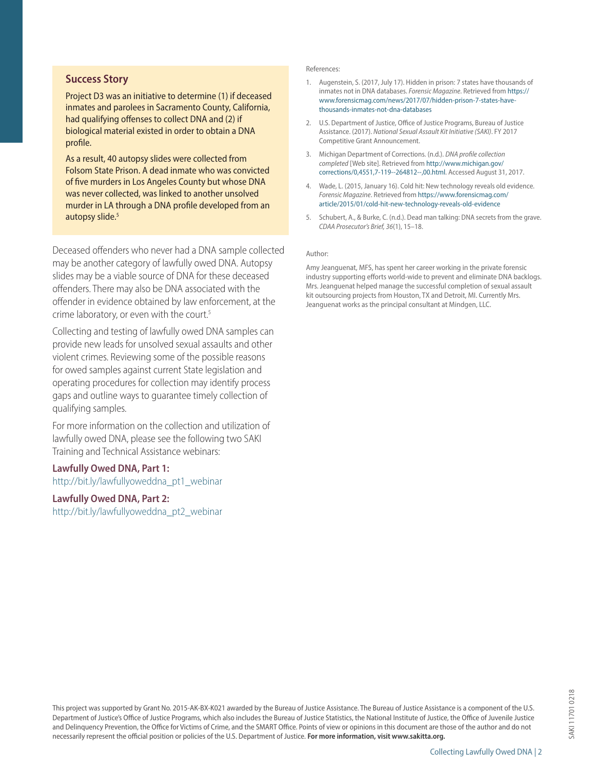## Success Story

Project D3 was an initiative to determine (1) if deceased inmates and parolees in Sacramento County, California, had qualifying offenses to collect DNA and (2) if biological material existed in order to obtain a DNA profile.

As a result, 40 autopsy slides were collected from Folsom State Prison. A dead inmate who was convicted of five murders in Los Angeles County but whose DNA was never collected, was linked to another unsolved murder in LA through a DNA profile developed from an autopsy slide.[5]

Deceased offenders who never had a DNA sample collected may be another category of lawfully owed DNA. Autopsy slides may be a viable source of DNA for these deceased offenders. There may also be DNA associated with the offender in evidence obtained by law enforcement, at the crime laboratory, or even with the court.[5]

Collecting and testing of lawfully owed DNA samples can provide new leads for unsolved sexual assaults and other violent crimes. Reviewing some of the possible reasons for owed samples against current State legislation and operating procedures for collection may identify process gaps and outline ways to guarantee timely collection of qualifying samples.

For more information on the collection and utilization of lawfully owed DNA, please see the following two SAKI Training and Technical Assistance webinars:

**Lawfully Owed DNA, Part 1:**
http://bit.ly/lawfullyoweddna_pt1_webinar

**Lawfully Owed DNA, Part 2:**
http://bit.ly/lawfullyoweddna_pt2_webinar

References:

1. Augenstein, S. (2017, July 17). Hidden in prison: 7 states have thousands of inmates not in DNA databases. *Forensic Magazine*. Retrieved from https://www.forensicmag.com/news/2017/07/hidden-prison-7-states-have-thousands-inmates-not-dna-databases
2. U.S. Department of Justice, Office of Justice Programs, Bureau of Justice Assistance. (2017). *National Sexual Assault Kit Initiative (SAKI)*. FY 2017 Competitive Grant Announcement.
3. Michigan Department of Corrections. (n.d.). *DNA profile collection completed* [Web site]. Retrieved from http://www.michigan.gov/corrections/0,4551,7-119--264812--,00.html. Accessed August 31, 2017.
4. Wade, L. (2015, January 16). Cold hit: New technology reveals old evidence. *Forensic Magazine*. Retrieved from https://www.forensicmag.com/article/2015/01/cold-hit-new-technology-reveals-old-evidence
5. Schubert, A., & Burke, C. (n.d.). Dead man talking: DNA secrets from the grave. *CDAA Prosecutor's Brief, 36*(1), 15–18.

Author:

Amy Jeanguenat, MFS, has spent her career working in the private forensic industry supporting efforts world-wide to prevent and eliminate DNA backlogs. Mrs. Jeanguenat helped manage the successful completion of sexual assault kit outsourcing projects from Houston, TX and Detroit, MI. Currently Mrs. Jeanguenat works as the principal consultant at Mindgen, LLC.

This project was supported by Grant No. 2015-AK-BX-K021 awarded by the Bureau of Justice Assistance. The Bureau of Justice Assistance is a component of the U.S. Department of Justice's Office of Justice Programs, which also includes the Bureau of Justice Statistics, the National Institute of Justice, the Office of Juvenile Justice and Delinquency Prevention, the Office for Victims of Crime, and the SMART Office. Points of view or opinions in this document are those of the author and do not necessarily represent the official position or policies of the U.S. Department of Justice. **For more information, visit www.sakitta.org.**

SAKI 11701 0218